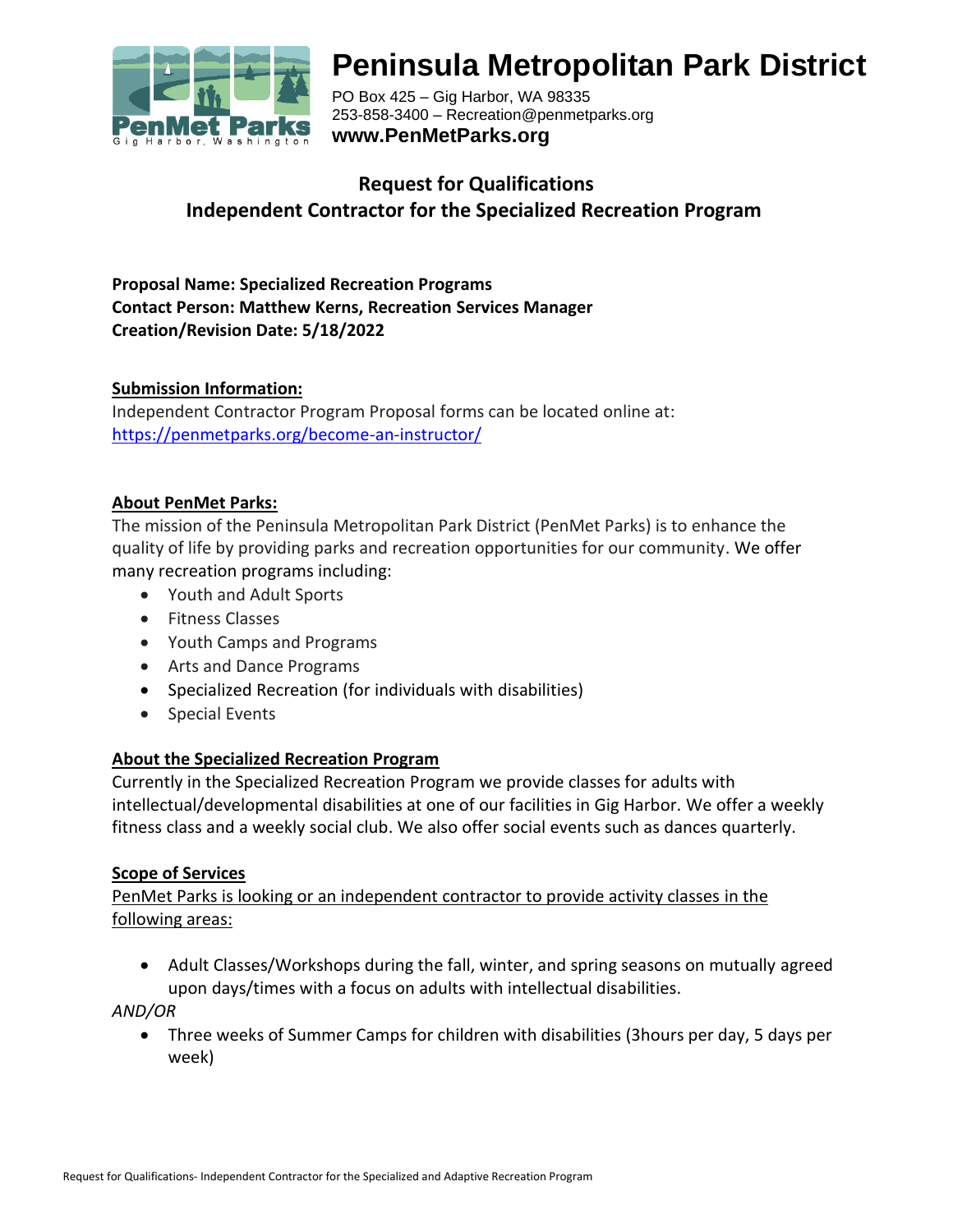# Peninsula Metropolitan Park District

PO Box 425 – Gig Harbor, WA 98335
253-858-3400 – Recreation@penmetparks.org
**www.PenMetParks.org**

## Request for Qualifications
## Independent Contractor for the Specialized Recreation Program

**Proposal Name: Specialized Recreation Programs**
**Contact Person: Matthew Kerns, Recreation Services Manager**
**Creation/Revision Date: 5/18/2022**

**Submission Information:**
Independent Contractor Program Proposal forms can be located online at:
https://penmetparks.org/become-an-instructor/

**About PenMet Parks:**
The mission of the Peninsula Metropolitan Park District (PenMet Parks) is to enhance the quality of life by providing parks and recreation opportunities for our community. We offer many recreation programs including:

- Youth and Adult Sports
- Fitness Classes
- Youth Camps and Programs
- Arts and Dance Programs
- Specialized Recreation (for individuals with disabilities)
- Special Events

**About the Specialized Recreation Program**
Currently in the Specialized Recreation Program we provide classes for adults with intellectual/developmental disabilities at one of our facilities in Gig Harbor. We offer a weekly fitness class and a weekly social club. We also offer social events such as dances quarterly.

**Scope of Services**
PenMet Parks is looking or an independent contractor to provide activity classes in the following areas:

- Adult Classes/Workshops during the fall, winter, and spring seasons on mutually agreed upon days/times with a focus on adults with intellectual disabilities.

*AND/OR*

- Three weeks of Summer Camps for children with disabilities (3hours per day, 5 days per week)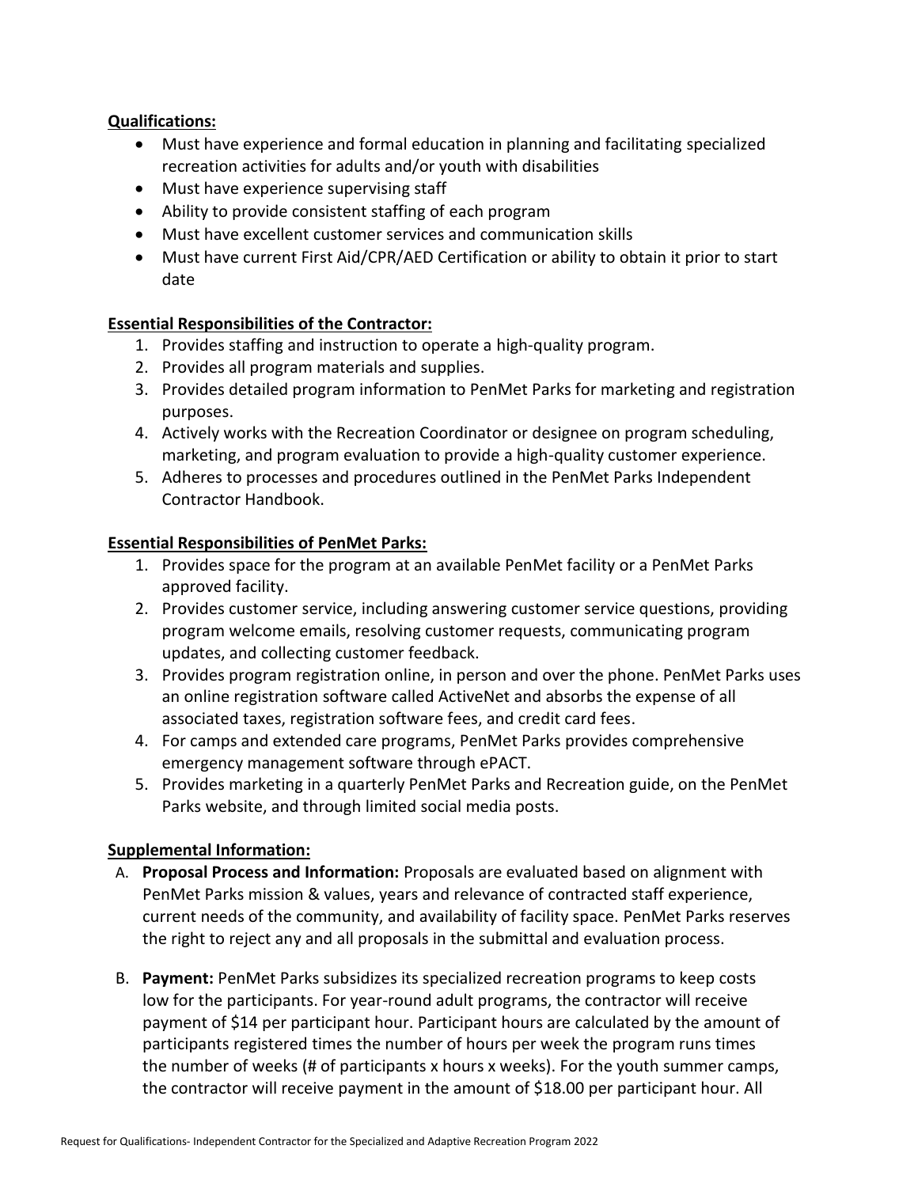**Qualifications:**

- Must have experience and formal education in planning and facilitating specialized recreation activities for adults and/or youth with disabilities
- Must have experience supervising staff
- Ability to provide consistent staffing of each program
- Must have excellent customer services and communication skills
- Must have current First Aid/CPR/AED Certification or ability to obtain it prior to start date

**Essential Responsibilities of the Contractor:**

1. Provides staffing and instruction to operate a high-quality program.
2. Provides all program materials and supplies.
3. Provides detailed program information to PenMet Parks for marketing and registration purposes.
4. Actively works with the Recreation Coordinator or designee on program scheduling, marketing, and program evaluation to provide a high-quality customer experience.
5. Adheres to processes and procedures outlined in the PenMet Parks Independent Contractor Handbook.

**Essential Responsibilities of PenMet Parks:**

1. Provides space for the program at an available PenMet facility or a PenMet Parks approved facility.
2. Provides customer service, including answering customer service questions, providing program welcome emails, resolving customer requests, communicating program updates, and collecting customer feedback.
3. Provides program registration online, in person and over the phone. PenMet Parks uses an online registration software called ActiveNet and absorbs the expense of all associated taxes, registration software fees, and credit card fees.
4. For camps and extended care programs, PenMet Parks provides comprehensive emergency management software through ePACT.
5. Provides marketing in a quarterly PenMet Parks and Recreation guide, on the PenMet Parks website, and through limited social media posts.

**Supplemental Information:**

A. **Proposal Process and Information:** Proposals are evaluated based on alignment with PenMet Parks mission & values, years and relevance of contracted staff experience, current needs of the community, and availability of facility space. PenMet Parks reserves the right to reject any and all proposals in the submittal and evaluation process.

B. **Payment:** PenMet Parks subsidizes its specialized recreation programs to keep costs low for the participants. For year-round adult programs, the contractor will receive payment of $14 per participant hour. Participant hours are calculated by the amount of participants registered times the number of hours per week the program runs times the number of weeks (# of participants x hours x weeks). For the youth summer camps, the contractor will receive payment in the amount of $18.00 per participant hour. All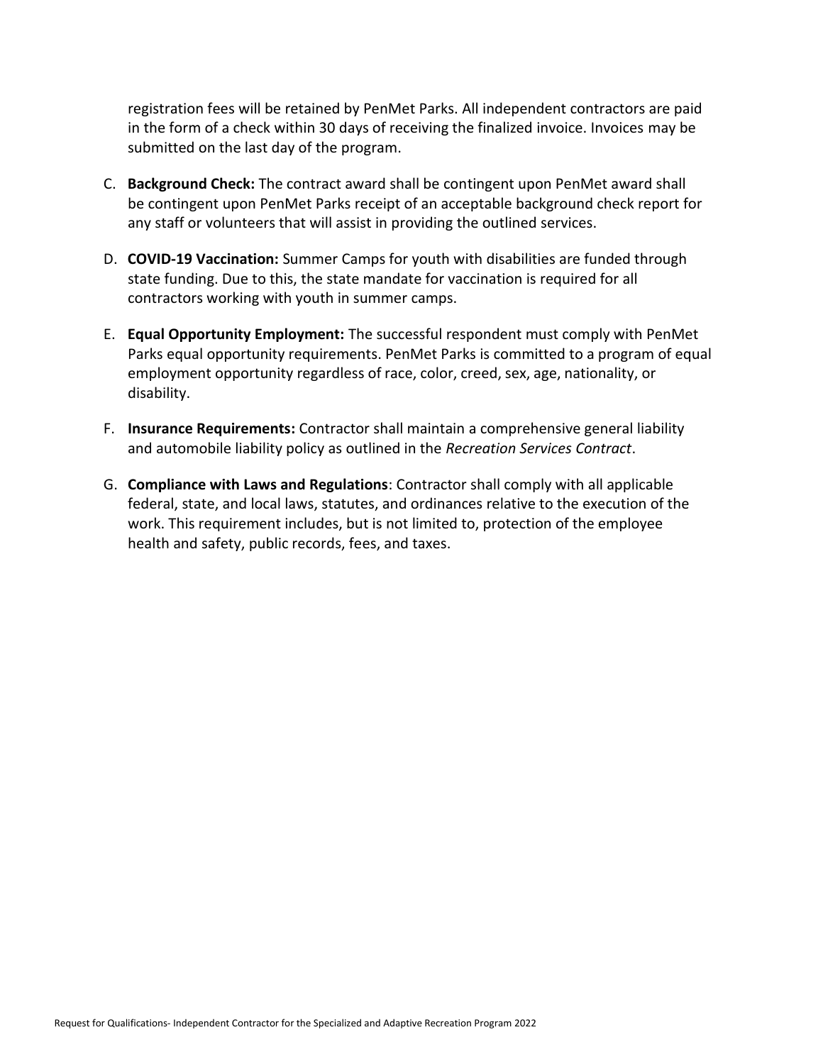registration fees will be retained by PenMet Parks. All independent contractors are paid in the form of a check within 30 days of receiving the finalized invoice. Invoices may be submitted on the last day of the program.

C. **Background Check:** The contract award shall be contingent upon PenMet award shall be contingent upon PenMet Parks receipt of an acceptable background check report for any staff or volunteers that will assist in providing the outlined services.

D. **COVID-19 Vaccination:** Summer Camps for youth with disabilities are funded through state funding. Due to this, the state mandate for vaccination is required for all contractors working with youth in summer camps.

E. **Equal Opportunity Employment:** The successful respondent must comply with PenMet Parks equal opportunity requirements. PenMet Parks is committed to a program of equal employment opportunity regardless of race, color, creed, sex, age, nationality, or disability.

F. **Insurance Requirements:** Contractor shall maintain a comprehensive general liability and automobile liability policy as outlined in the *Recreation Services Contract*.

G. **Compliance with Laws and Regulations**: Contractor shall comply with all applicable federal, state, and local laws, statutes, and ordinances relative to the execution of the work. This requirement includes, but is not limited to, protection of the employee health and safety, public records, fees, and taxes.